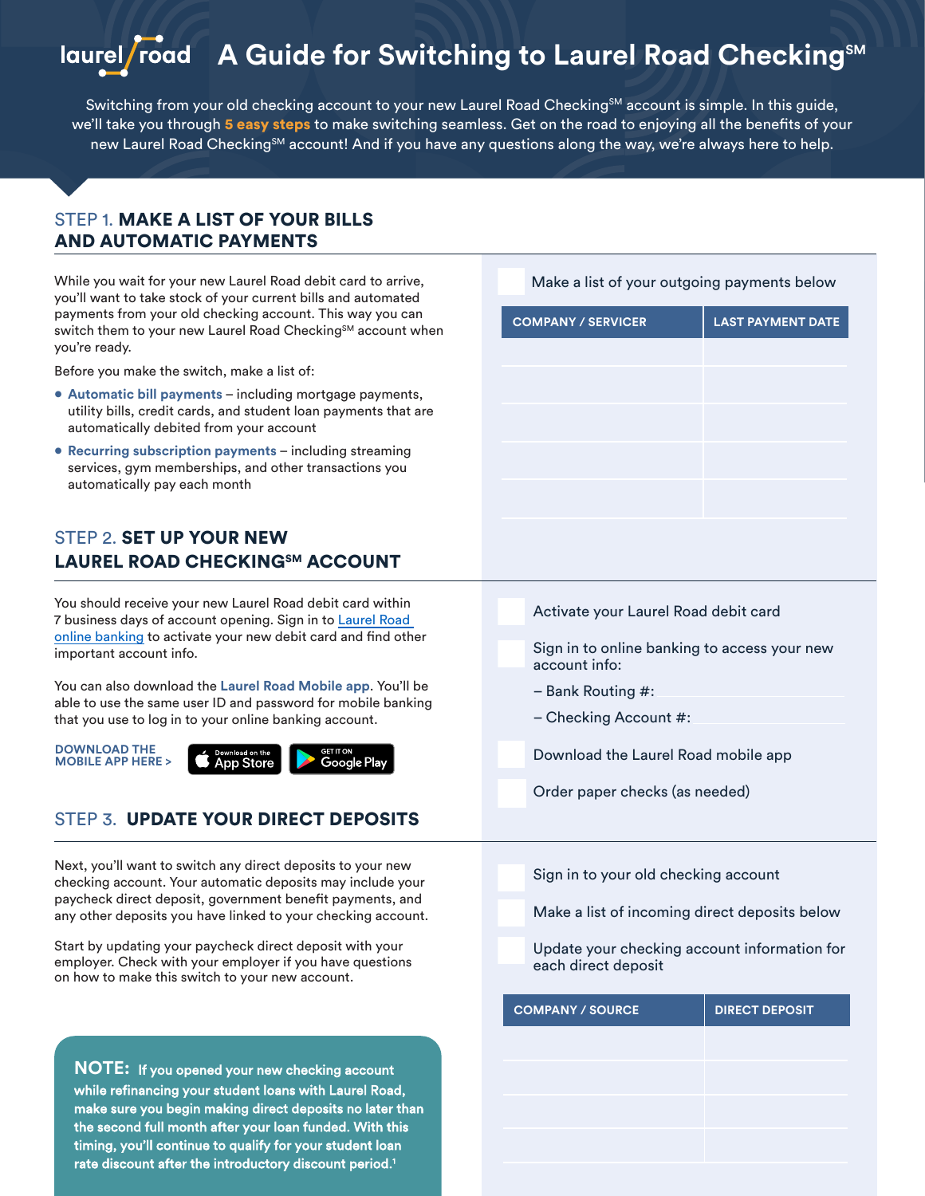# A Guide for Switching to Laurel Road Checking℠

Switching from your old checking account to your new Laurel Road Checking℠ account is simple. In this guide, we'll take you through **5 easy steps** to make switching seamless. Get on the road to enjoying all the benefits of your new Laurel Road Checking℠ account! And if you have any questions along the way, we're always here to help.

## STEP 1. MAKE A LIST OF YOUR BILLS AND AUTOMATIC PAYMENTS

While you wait for your new Laurel Road debit card to arrive, you'll want to take stock of your current bills and automated payments from your old checking account. This way you can switch them to your new Laurel Road Checking℠ account when you're ready.

Before you make the switch, make a list of:

- **Automatic bill payments** – including mortgage payments, utility bills, credit cards, and student loan payments that are automatically debited from your account
- **Recurring subscription payments** – including streaming services, gym memberships, and other transactions you automatically pay each month

☐ Make a list of your outgoing payments below

| COMPANY / SERVICER | LAST PAYMENT DATE |
|---|---|
| | |
| | |
| | |
| | |
| | |

## STEP 2. SET UP YOUR NEW LAUREL ROAD CHECKING℠ ACCOUNT

You should receive your new Laurel Road debit card within 7 business days of account opening. Sign in to Laurel Road online banking to activate your new debit card and find other important account info.

You can also download the **Laurel Road Mobile app**. You'll be able to use the same user ID and password for mobile banking that you use to log in to your online banking account.

**DOWNLOAD THE MOBILE APP HERE >** App Store | Google Play

☐ Activate your Laurel Road debit card

☐ Sign in to online banking to access your new account info:

– Bank Routing #:

– Checking Account #:

☐ Download the Laurel Road mobile app

☐ Order paper checks (as needed)

## STEP 3. UPDATE YOUR DIRECT DEPOSITS

Next, you'll want to switch any direct deposits to your new checking account. Your automatic deposits may include your paycheck direct deposit, government benefit payments, and any other deposits you have linked to your checking account.

Start by updating your paycheck direct deposit with your employer. Check with your employer if you have questions on how to make this switch to your new account.

☐ Sign in to your old checking account

☐ Make a list of incoming direct deposits below

☐ Update your checking account information for each direct deposit

| COMPANY / SOURCE | DIRECT DEPOSIT |
|---|---|
| | |
| | |
| | |
| | |

**NOTE:** If you opened your new checking account while refinancing your student loans with Laurel Road, make sure you begin making direct deposits no later than the second full month after your loan funded. With this timing, you'll continue to qualify for your student loan rate discount after the introductory discount period.[1]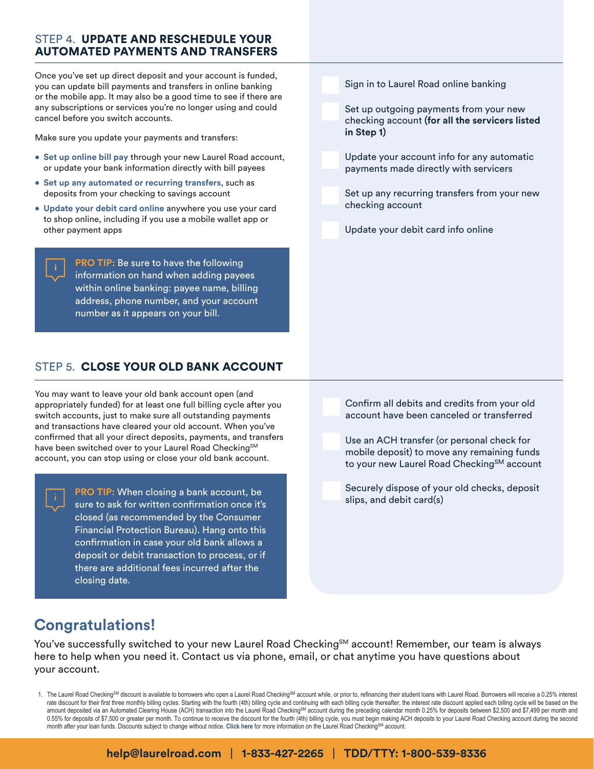## STEP 4. **UPDATE AND RESCHEDULE YOUR AUTOMATED PAYMENTS AND TRANSFERS**

Once you've set up direct deposit and your account is funded, you can update bill payments and transfers in online banking or the mobile app. It may also be a good time to see if there are any subscriptions or services you're no longer using and could cancel before you switch accounts.

Make sure you update your payments and transfers:

- **Set up online bill pay** through your new Laurel Road account, or update your bank information directly with bill payees
- **Set up any automated or recurring transfers**, such as deposits from your checking to savings account
- **Update your debit card online** anywhere you use your card to shop online, including if you use a mobile wallet app or other payment apps

**PRO TIP:** Be sure to have the following information on hand when adding payees within online banking: payee name, billing address, phone number, and your account number as it appears on your bill.

- [ ] Sign in to Laurel Road online banking
- [ ] Set up outgoing payments from your new checking account **(for all the servicers listed in Step 1)**
- [ ] Update your account info for any automatic payments made directly with servicers
- [ ] Set up any recurring transfers from your new checking account
- [ ] Update your debit card info online

## STEP 5. **CLOSE YOUR OLD BANK ACCOUNT**

You may want to leave your old bank account open (and appropriately funded) for at least one full billing cycle after you switch accounts, just to make sure all outstanding payments and transactions have cleared your old account. When you've confirmed that all your direct deposits, payments, and transfers have been switched over to your Laurel Road Checking℠ account, you can stop using or close your old bank account.

**PRO TIP:** When closing a bank account, be sure to ask for written confirmation once it's closed (as recommended by the Consumer Financial Protection Bureau). Hang onto this confirmation in case your old bank allows a deposit or debit transaction to process, or if there are additional fees incurred after the closing date.

- [ ] Confirm all debits and credits from your old account have been canceled or transferred
- [ ] Use an ACH transfer (or personal check for mobile deposit) to move any remaining funds to your new Laurel Road Checking℠ account
- [ ] Securely dispose of your old checks, deposit slips, and debit card(s)

## Congratulations!

You've successfully switched to your new Laurel Road Checking℠ account! Remember, our team is always here to help when you need it. Contact us via phone, email, or chat anytime you have questions about your account.

1. The Laurel Road Checking℠ discount is available to borrowers who open a Laurel Road Checking℠ account while, or prior to, refinancing their student loans with Laurel Road. Borrowers will receive a 0.25% interest rate discount for their first three monthly billing cycles. Starting with the fourth (4th) billing cycle and continuing with each billing cycle thereafter, the interest rate discount applied each billing cycle will be based on the amount deposited via an Automated Clearing House (ACH) transaction into the Laurel Road Checking℠ account during the preceding calendar month 0.25% for deposits between $2,500 and $7,499 per month and 0.55% for deposits of $7,500 or greater per month. To continue to receive the discount for the fourth (4th) billing cycle, you must begin making ACH deposits to your Laurel Road Checking account during the second month after your loan funds. Discounts subject to change without notice. **Click here** for more information on the Laurel Road Checking℠ account.

**help@laurelroad.com | 1-833-427-2265 | TDD/TTY: 1-800-539-8336**